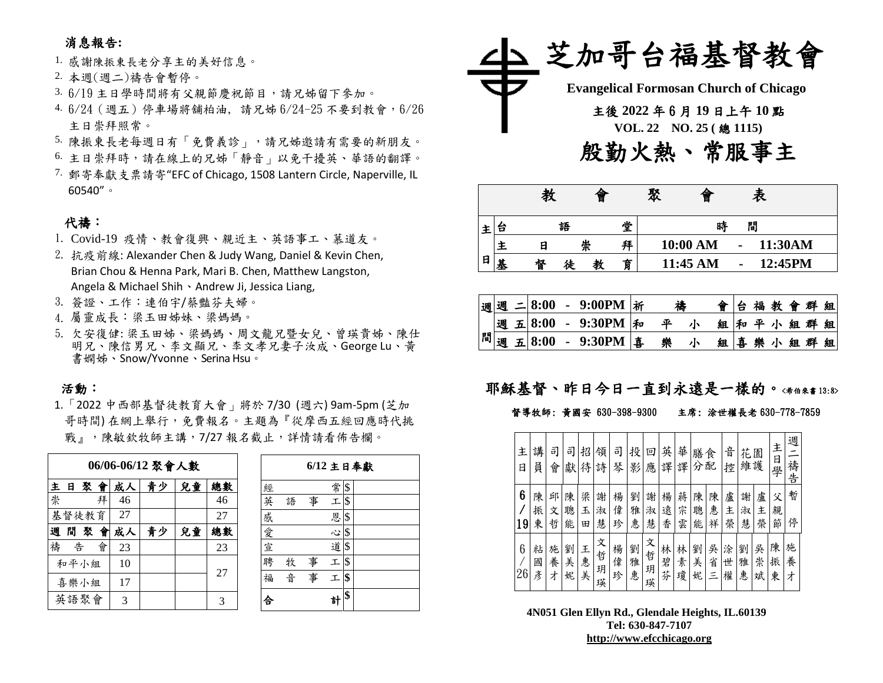## 消息報告:

1. 感謝陳振東長老分享主的美好信息。
2. 本週(週二)禱告會暫停。
3. 6/19 主日學時間將有父親節慶祝節目，請兄姊留下參加。
4. 6/24（週五）停車場將鋪柏油, 請兄姊 6/24-25 不要到教會，6/26 主日崇拜照常。
5. 陳振東長老每週日有「免費義診」，請兄姊邀請有需要的新朋友。
6. 主日崇拜時，請在線上的兄姊「靜音」以免干擾英、華語的翻譯。
7. 郵寄奉獻支票請寄"EFC of Chicago, 1508 Lantern Circle, Naperville, IL 60540"。

## 代禱：

1. Covid-19 疫情、教會復興、親近主、英語事工、慕道友。
2. 抗疫前線: Alexander Chen & Judy Wang, Daniel & Kevin Chen, Brian Chou & Henna Park, Mari B. Chen, Matthew Langston, Angela & Michael Shih、Andrew Ji, Jessica Liang,
3. 簽證、工作：連伯宇/蔡豔芬夫婦。
4. 屬靈成長：梁玉田姊妹、梁媽媽。
5. 欠安保健: 梁玉田姊、梁媽媽、周文龍兄暨女兒、曾瑛貴姊、陳仕明兄、陳信男兄、李文顯兄、李文孝兄妻子汝成、George Lu、黃書嫻姊、Snow/Yvonne、Serina Hsu。

## 活動：

1.「2022 中西部基督徒教育大會」將於 7/30 (週六) 9am-5pm (芝加哥時間) 在網上舉行，免費報名。主題為『從摩西五經回應時代挑戰』，陳敏欽牧師主講，7/27 報名截止，詳情請看佈告欄。

**06/06-06/12 聚會人數**

| 主日聚會 | 成人 | 青少 | 兒童 | 總數 |
|---|---|---|---|---|
| 崇拜 | 46 | | | 46 |
| 基督徒教育 | 27 | | | 27 |
| **週間聚會** | **成人** | **青少** | **兒童** | **總數** |
| 禱告會 | 23 | | | 23 |
| 和平小組 | 10 | | | 27 |
| 喜樂小組 | 17 | | | |
| 英語聚會 | 3 | | | 3 |

**6/12 主日奉獻**

| 項目 | 金額 |
|---|---|
| 經常 | $ |
| 英語事工 | $ |
| 感恩 | $ |
| 愛心 | $ |
| 宣道 | $ |
| 聘牧事工 | $ |
| 福音事工 | $ |
| **合計** | $ |

# 芝加哥台福基督教會

**Evangelical Formosan Church of Chicago**

**主後 2022 年 6 月 19 日上午 10 點**

**VOL. 22 NO. 25 ( 總 1115)**

# 殷勤火熱、常服事主

**教會聚會表**

| 主日 | 台語堂 | 時間 |
|---|---|---|
| | 主日崇拜 | 10:00 AM - 11:30AM |
| | 基督徒教育 | 11:45 AM - 12:45PM |

| 週間 | 時間 | 聚會 | 地點 |
|---|---|---|---|
| 週二 | 8:00 - 9:00PM | 祈禱會 | 台福教會群組 |
| 週五 | 8:00 - 9:30PM | 和平小組 | 和平小組群組 |
| 週五 | 8:00 - 9:30PM | 喜樂小組 | 喜樂小組群組 |

**耶穌基督、昨日今日一直到永遠是一樣的。**<希伯來書 13:8>

**督導牧師: 黃國安 630-398-9300　　主席: 涂世權長老 630-778-7859**

| 主日 | 講員 | 司會 | 司獻 | 招待 | 領詩 | 司琴 | 投影 | 回應 | 英譯 | 華譯 | 膳食分配 | | 音控 | 花園維護 | | 主日學 | 週二禱告 |
|---|---|---|---|---|---|---|---|---|---|---|---|---|---|---|---|---|---|
| 6/19 | 陳振東 | 邱文哲 | 陳聰能 | 梁玉田 | 謝淑慧 | 楊偉珍 | 劉雅惠 | 謝淑慧 | 楊遠香 | 蔣宗雲 | 陳聰能 | 陳惠祥 | 盧主榮 | 謝淑慧 | 盧主榮 | 父親節 | 暫停 |
| 6/26 | 粘國彥 | 施養才 | 劉美妮 | 王惠美 | 文哲玥瑛 | 楊偉珍 | 劉雅惠 | 文哲玥瑛 | 林碧芬 | 林素瓊 | 劉美妮 | 吳省三 | 涂世權 | 劉雅惠 | 吳崇斌 | 陳振東 | 施養才 |

**4N051 Glen Ellyn Rd., Glendale Heights, IL.60139**
**Tel: 630-847-7107**
**http://www.efcchicago.org**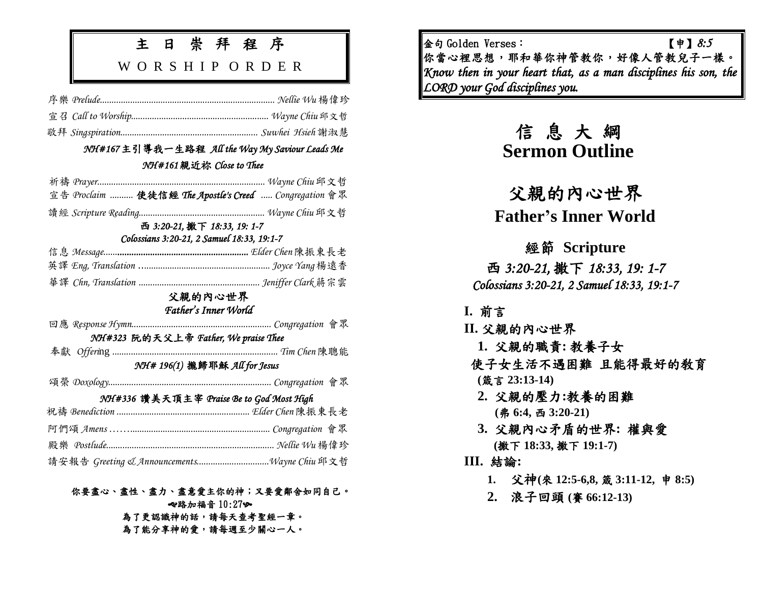# 主 日 崇 拜 程 序

## W O R S H I P O R D E R

序樂 *Prelude*.......................................................................... *Nellie Wu* 楊偉珍

宣召 *Call to Worship*.......................................................... *Wayne Chiu* 邱文哲

敬拜 *Singspiration*.......................................................... *Suwhei Hsieh* 謝淑慧

*NH#167* 主引導我一生路程 *All the Way My Saviour Leads Me*

*NH#161* 親近祢 *Close to Thee*

祈禱 *Prayer*....................................................................... *Wayne Chiu* 邱文哲

宣告 *Proclaim* .......... 使徒信經 *The Apostle's Creed* ..... *Congregation* 會眾

讀經 *Scripture Reading*..................................................... *Wayne Chiu* 邱文哲

西 *3:20-21,* 撒下 *18:33, 19: 1-7*

*Colossians 3:20-21, 2 Samuel 18:33, 19:1-7*

信息 *Message*............................................................. *Elder Chen* 陳振東長老

英譯 *Eng, Translation* ….................................................... *Joyce Yang* 楊遠香

華譯 *Chn, Translation* .................................................. *Jeniffer Clark* 蔣宗雲

父親的內心世界

*Father's Inner World*

回應 *Response Hymn*.......................................................... *Congregation* 會眾

*NH#323* 阮的天父上帝 *Father, We praise Thee*

奉獻 *Offering* ...................................................................... *Tim Chen* 陳聰能

*NH# 196(1)* 攏歸耶穌 *All for Jesus*

頌榮 *Doxology*..................................................................... *Congregation* 會眾

*NH#336* 讚美天頂主宰 *Praise Be to God Most High*

祝禱 *Benediction* ......................................................... *Elder Chen* 陳振東長老

阿們頌 *Amens* ……........................................................... *Congregation* 會眾

殿樂 *Postlude*....................................................................... *Nellie Wu* 楊偉珍

請安報告 *Greeting & Announcements*..............................*Wayne Chiu* 邱文哲

你要盡心、盡性、盡力、盡意愛主你的神；又要愛鄰舍如同自己。

路加福音 10:27

為了更認識神的話，請每天查考聖經一章。

為了能分享神的愛，請每週至少關心一人。

---

金句 Golden Verses： 【申】*8:5*

你當心裡思想，耶和華你神管教你，好像人管教兒子一樣。

*Know then in your heart that, as a man disciplines his son, the LORD your God disciplines you.*

# 信 息 大 綱
# Sermon Outline

## 父親的內心世界
## Father's Inner World

### 經節 Scripture

西 *3:20-21,* 撒下 *18:33, 19: 1-7*

*Colossians 3:20-21, 2 Samuel 18:33, 19:1-7*

**I.** 前言

**II.** 父親的內心世界

1. 父親的職責: 教養子女
   使子女生活不遇困難 且能得最好的教育
   (箴言 23:13-14)
2. 父親的壓力:教養的困難
   (弗 6:4, 西 3:20-21)
3. 父親內心矛盾的世界: 權與愛
   (撒下 18:33, 撒下 19:1-7)

**III.** 結論:

1. 父神(來 12:5-6,8, 箴 3:11-12, 申 8:5)
2. 浪子回頭 (賽 66:12-13)